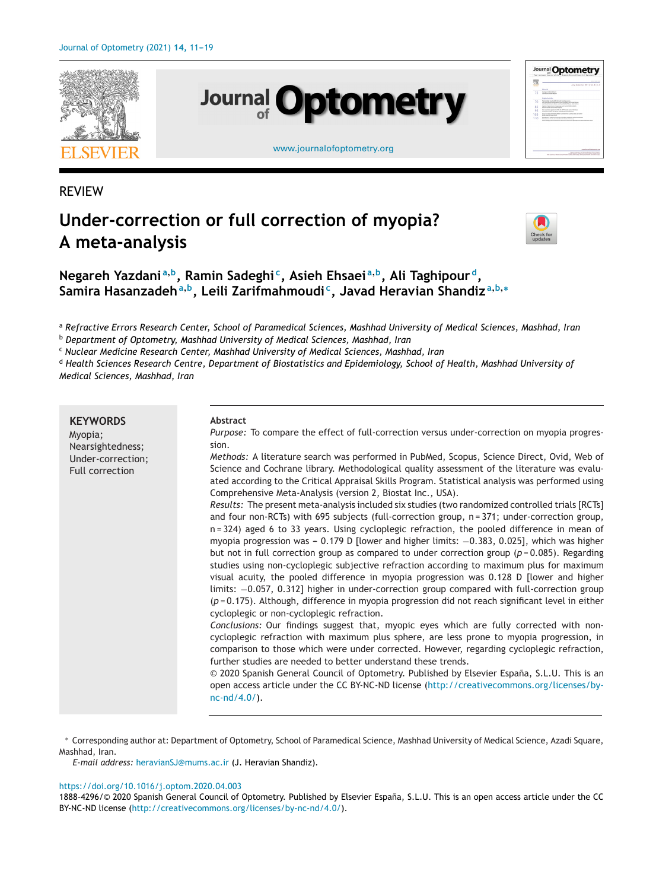REVIEW

# Under-correction or full correction of myopia? A meta-analysis

**Negareh Yazdani[a,b], Ramin Sadeghi[c], Asieh Ehsaei[a,b], Ali Taghipour[d], Samira Hasanzadeh[a,b], Leili Zarifmahmoudi[c], Javad Heravian Shandiz[a,b,*]**

[a] *Refractive Errors Research Center, School of Paramedical Sciences, Mashhad University of Medical Sciences, Mashhad, Iran*
[b] *Department of Optometry, Mashhad University of Medical Sciences, Mashhad, Iran*
[c] *Nuclear Medicine Research Center, Mashhad University of Medical Sciences, Mashhad, Iran*
[d] *Health Sciences Research Centre, Department of Biostatistics and Epidemiology, School of Health, Mashhad University of Medical Sciences, Mashhad, Iran*

**KEYWORDS**
Myopia;
Nearsightedness;
Under-correction;
Full correction

**Abstract**

*Purpose:* To compare the effect of full-correction versus under-correction on myopia progression.

*Methods:* A literature search was performed in PubMed, Scopus, Science Direct, Ovid, Web of Science and Cochrane library. Methodological quality assessment of the literature was evaluated according to the Critical Appraisal Skills Program. Statistical analysis was performed using Comprehensive Meta-Analysis (version 2, Biostat Inc., USA).

*Results:* The present meta-analysis included six studies (two randomized controlled trials [RCTs] and four non-RCTs) with 695 subjects (full-correction group, n = 371; under-correction group, n = 324) aged 6 to 33 years. Using cycloplegic refraction, the pooled difference in mean of myopia progression was − 0.179 D [lower and higher limits: −0.383, 0.025], which was higher but not in full correction group as compared to under correction group ($p = 0.085$). Regarding studies using non-cycloplegic subjective refraction according to maximum plus for maximum visual acuity, the pooled difference in myopia progression was 0.128 D [lower and higher limits: −0.057, 0.312] higher in under-correction group compared with full-correction group ($p = 0.175$). Although, difference in myopia progression did not reach significant level in either cycloplegic or non-cycloplegic refraction.

*Conclusions:* Our findings suggest that, myopic eyes which are fully corrected with non-cycloplegic refraction with maximum plus sphere, are less prone to myopia progression, in comparison to those which were under corrected. However, regarding cycloplegic refraction, further studies are needed to better understand these trends.

© 2020 Spanish General Council of Optometry. Published by Elsevier España, S.L.U. This is an open access article under the CC BY-NC-ND license (http://creativecommons.org/licenses/by-nc-nd/4.0/).

\* Corresponding author at: Department of Optometry, School of Paramedical Science, Mashhad University of Medical Science, Azadi Square, Mashhad, Iran.

*E-mail address:* heravianSJ@mums.ac.ir (J. Heravian Shandiz).

https://doi.org/10.1016/j.optom.2020.04.003

1888-4296/© 2020 Spanish General Council of Optometry. Published by Elsevier España, S.L.U. This is an open access article under the CC BY-NC-ND license (http://creativecommons.org/licenses/by-nc-nd/4.0/).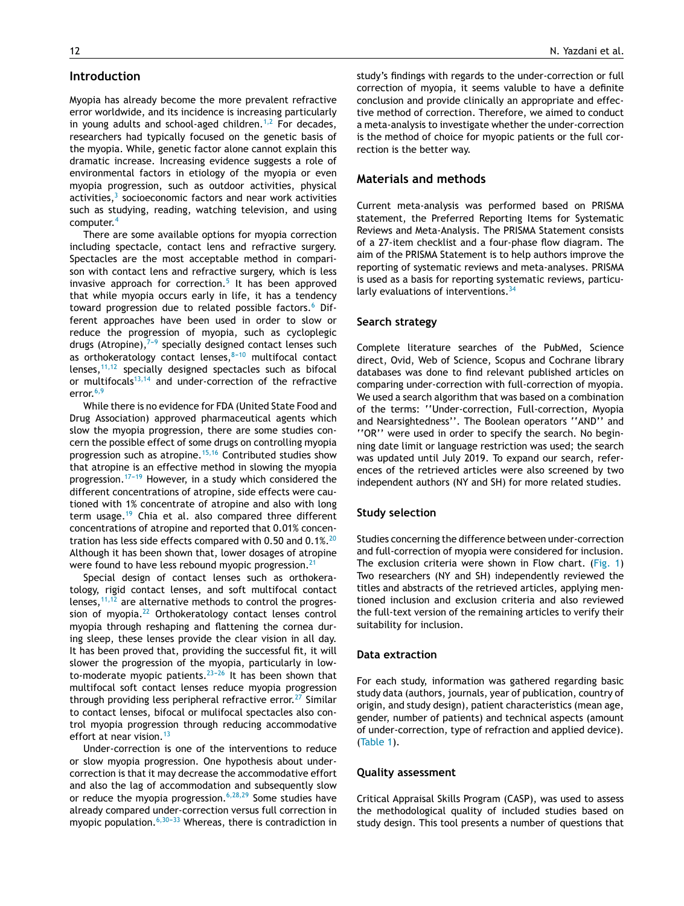## Introduction

Myopia has already become the more prevalent refractive error worldwide, and its incidence is increasing particularly in young adults and school-aged children.[1,2] For decades, researchers had typically focused on the genetic basis of the myopia. While, genetic factor alone cannot explain this dramatic increase. Increasing evidence suggests a role of environmental factors in etiology of the myopia or even myopia progression, such as outdoor activities, physical activities,[3] socioeconomic factors and near work activities such as studying, reading, watching television, and using computer.[4]

There are some available options for myopia correction including spectacle, contact lens and refractive surgery. Spectacles are the most acceptable method in comparison with contact lens and refractive surgery, which is less invasive approach for correction.[5] It has been approved that while myopia occurs early in life, it has a tendency toward progression due to related possible factors.[6] Different approaches have been used in order to slow or reduce the progression of myopia, such as cycloplegic drugs (Atropine),[7–9] specially designed contact lenses such as orthokeratology contact lenses,[8–10] multifocal contact lenses,[11,12] specially designed spectacles such as bifocal or multifocals[13,14] and under-correction of the refractive error.[6,9]

While there is no evidence for FDA (United State Food and Drug Association) approved pharmaceutical agents which slow the myopia progression, there are some studies concern the possible effect of some drugs on controlling myopia progression such as atropine.[15,16] Contributed studies show that atropine is an effective method in slowing the myopia progression.[17–19] However, in a study which considered the different concentrations of atropine, side effects were cautioned with 1% concentrate of atropine and also with long term usage.[19] Chia et al. also compared three different concentrations of atropine and reported that 0.01% concentration has less side effects compared with 0.50 and 0.1%.[20] Although it has been shown that, lower dosages of atropine were found to have less rebound myopic progression.[21]

Special design of contact lenses such as orthokeratology, rigid contact lenses, and soft multifocal contact lenses,[11,12] are alternative methods to control the progression of myopia.[22] Orthokeratology contact lenses control myopia through reshaping and flattening the cornea during sleep, these lenses provide the clear vision in all day. It has been proved that, providing the successful fit, it will slower the progression of the myopia, particularly in low-to-moderate myopic patients.[23–26] It has been shown that multifocal soft contact lenses reduce myopia progression through providing less peripheral refractive error.[27] Similar to contact lenses, bifocal or mulifocal spectacles also control myopia progression through reducing accommodative effort at near vision.[13]

Under-correction is one of the interventions to reduce or slow myopia progression. One hypothesis about under-correction is that it may decrease the accommodative effort and also the lag of accommodation and subsequently slow or reduce the myopia progression.[6,28,29] Some studies have already compared under-correction versus full correction in myopic population.[6,30–33] Whereas, there is contradiction in study's findings with regards to the under-correction or full correction of myopia, it seems valuble to have a definite conclusion and provide clinically an appropriate and effective method of correction. Therefore, we aimed to conduct a meta-analysis to investigate whether the under-correction is the method of choice for myopic patients or the full correction is the better way.

## Materials and methods

Current meta-analysis was performed based on PRISMA statement, the Preferred Reporting Items for Systematic Reviews and Meta-Analysis. The PRISMA Statement consists of a 27-item checklist and a four-phase flow diagram. The aim of the PRISMA Statement is to help authors improve the reporting of systematic reviews and meta-analyses. PRISMA is used as a basis for reporting systematic reviews, particularly evaluations of interventions.[34]

### Search strategy

Complete literature searches of the PubMed, Science direct, Ovid, Web of Science, Scopus and Cochrane library databases was done to find relevant published articles on comparing under-correction with full-correction of myopia. We used a search algorithm that was based on a combination of the terms: ''Under-correction, Full-correction, Mypoia and Nearsightedness''. The Boolean operators ''AND'' and ''OR'' were used in order to specify the search. No beginning date limit or language restriction was used; the search was updated until July 2019. To expand our search, references of the retrieved articles were also screened by two independent authors (NY and SH) for more related studies.

### Study selection

Studies concerning the difference between under-correction and full-correction of myopia were considered for inclusion. The exclusion criteria were shown in Flow chart. (Fig. 1) Two researchers (NY and SH) independently reviewed the titles and abstracts of the retrieved articles, applying mentioned inclusion and exclusion criteria and also reviewed the full-text version of the remaining articles to verify their suitability for inclusion.

### Data extraction

For each study, information was gathered regarding basic study data (authors, journals, year of publication, country of origin, and study design), patient characteristics (mean age, gender, number of patients) and technical aspects (amount of under-correction, type of refraction and applied device). (Table 1).

### Quality assessment

Critical Appraisal Skills Program (CASP), was used to assess the methodological quality of included studies based on study design. This tool presents a number of questions that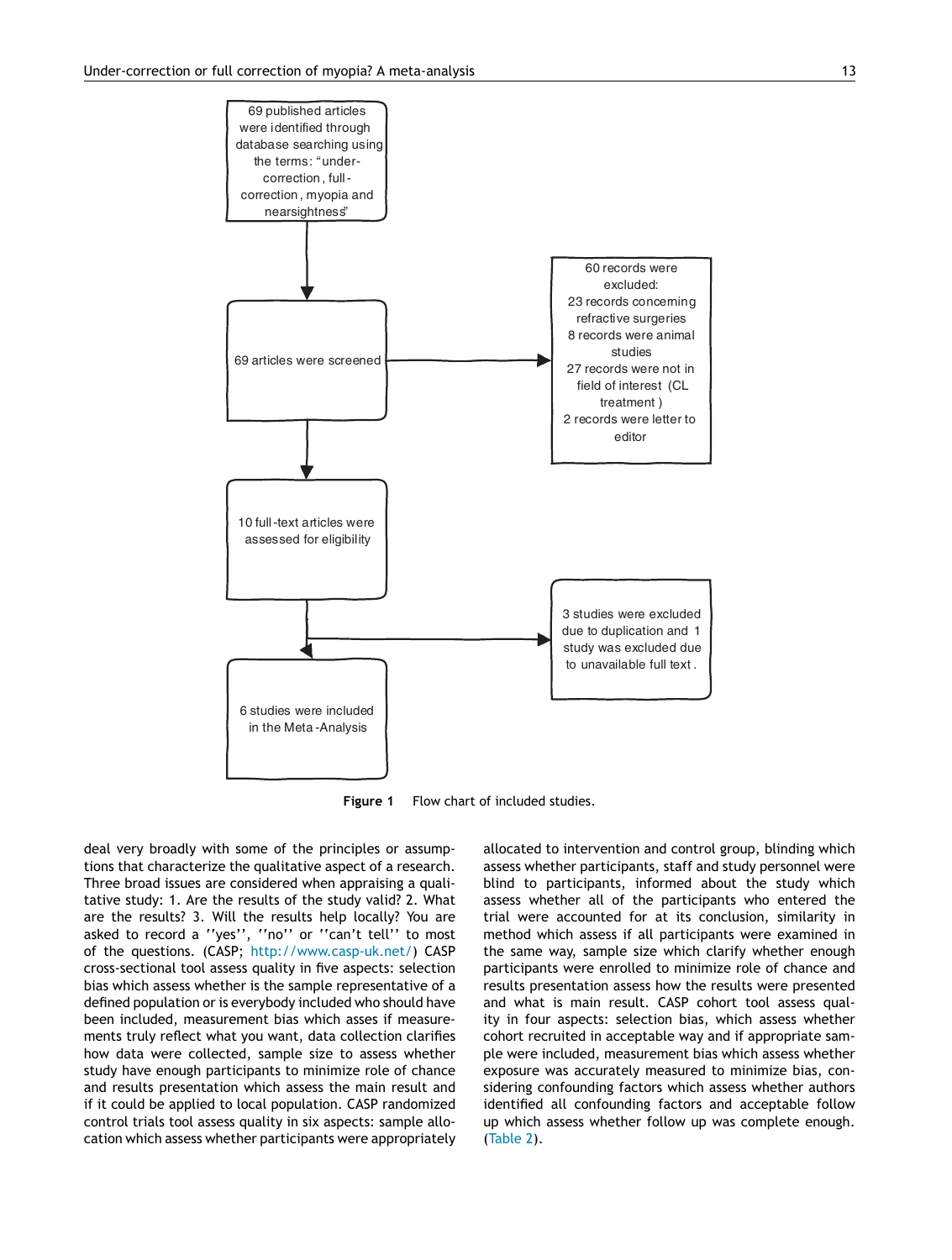69 published articles were identified through database searching using the terms: "under-correction, full-correction, myopia and nearsightness"

69 articles were screened

60 records were excluded:
23 records concerning refractive surgeries
8 records were animal studies
27 records were not in field of interest (CL treatment)
2 records were letter to editor

10 full-text articles were assessed for eligibility

3 studies were excluded due to duplication and 1 study was excluded due to unavailable full text.

6 studies were included in the Meta-Analysis

**Figure 1** Flow chart of included studies.

deal very broadly with some of the principles or assumptions that characterize the qualitative aspect of a research. Three broad issues are considered when appraising a qualitative study: 1. Are the results of the study valid? 2. What are the results? 3. Will the results help locally? You are asked to record a ''yes'', ''no'' or ''can't tell'' to most of the questions. (CASP; http://www.casp-uk.net/) CASP cross-sectional tool assess quality in five aspects: selection bias which assess whether is the sample representative of a defined population or is everybody included who should have been included, measurement bias which asses if measurements truly reflect what you want, data collection clarifies how data were collected, sample size to assess whether study have enough participants to minimize role of chance and results presentation which assess the main result and if it could be applied to local population. CASP randomized control trials tool assess quality in six aspects: sample allocation which assess whether participants were appropriately allocated to intervention and control group, blinding which assess whether participants, staff and study personnel were blind to participants, informed about the study which assess whether all of the participants who entered the trial were accounted for at its conclusion, similarity in method which assess if all participants were examined in the same way, sample size which clarify whether enough participants were enrolled to minimize role of chance and results presentation assess how the results were presented and what is main result. CASP cohort tool assess quality in four aspects: selection bias, which assess whether cohort recruited in acceptable way and if appropriate sample were included, measurement bias which assess whether exposure was accurately measured to minimize bias, considering confounding factors which assess whether authors identified all confounding factors and acceptable follow up which assess whether follow up was complete enough. (Table 2).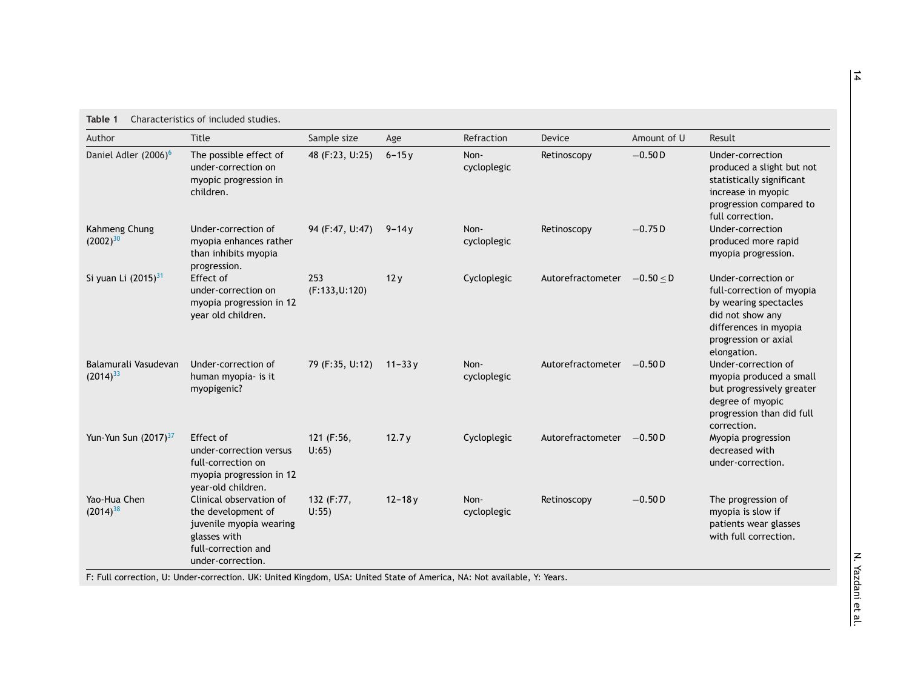**Table 1** Characteristics of included studies.

| Author | Title | Sample size | Age | Refraction | Device | Amount of U | Result |
|---|---|---|---|---|---|---|---|
| Daniel Adler (2006)[6] | The possible effect of under-correction on myopic progression in children. | 48 (F:23, U:25) | 6–15 y | Non-cycloplegic | Retinoscopy | −0.50 D | Under-correction produced a slight but not statistically significant increase in myopic progression compared to full correction. |
| Kahmeng Chung (2002)[30] | Under-correction of myopia enhances rather than inhibits myopia progression. | 94 (F:47, U:47) | 9–14 y | Non-cycloplegic | Retinoscopy | −0.75 D | Under-correction produced more rapid myopia progression. |
| Si yuan Li (2015)[31] | Effect of under-correction on myopia progression in 12 year old children. | 253 (F:133,U:120) | 12 y | Cycloplegic | Autorefractometer | −0.50 ≤ D | Under-correction or full-correction of myopia by wearing spectacles did not show any differences in myopia progression or axial elongation. |
| Balamurali Vasudevan (2014)[33] | Under-correction of human myopia- is it myopigenic? | 79 (F:35, U:12) | 11–33 y | Non-cycloplegic | Autorefractometer | −0.50 D | Under-correction of myopia produced a small but progressively greater degree of myopic progression than did full correction. |
| Yun-Yun Sun (2017)[37] | Effect of under-correction versus full-correction on myopia progression in 12 year-old children. | 121 (F:56, U:65) | 12.7 y | Cycloplegic | Autorefractometer | −0.50 D | Myopia progression decreased with under-correction. |
| Yao-Hua Chen (2014)[38] | Clinical observation of the development of juvenile myopia wearing glasses with full-correction and under-correction. | 132 (F:77, U:55) | 12–18 y | Non-cycloplegic | Retinoscopy | −0.50 D | The progression of myopia is slow if patients wear glasses with full correction. |

F: Full correction, U: Under-correction. UK: United Kingdom, USA: United State of America, NA: Not available, Y: Years.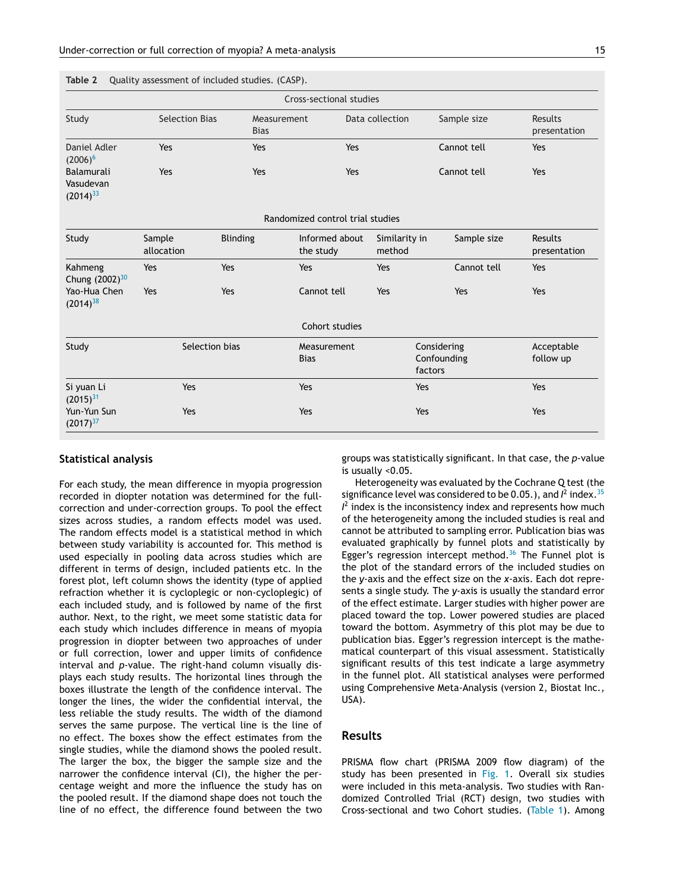**Table 2** Quality assessment of included studies. (CASP).

Cross-sectional studies

| Study | Selection Bias | Measurement Bias | Data collection | Sample size | Results presentation |
|---|---|---|---|---|---|
| Daniel Adler (2006)[6] | Yes | Yes | Yes | Cannot tell | Yes |
| Balamurali Vasudevan (2014)[33] | Yes | Yes | Yes | Cannot tell | Yes |

Randomized control trial studies

| Study | Sample allocation | Blinding | Informed about the study | Similarity in method | Sample size | Results presentation |
|---|---|---|---|---|---|---|
| Kahmeng Chung (2002)[30] | Yes | Yes | Yes | Yes | Cannot tell | Yes |
| Yao-Hua Chen (2014)[38] | Yes | Yes | Cannot tell | Yes | Yes | Yes |

Cohort studies

| Study | Selection bias | Measurement Bias | Considering Confounding factors | Acceptable follow up |
|---|---|---|---|---|
| Si yuan Li (2015)[31] | Yes | Yes | Yes | Yes |
| Yun-Yun Sun (2017)[37] | Yes | Yes | Yes | Yes |

## Statistical analysis

For each study, the mean difference in myopia progression recorded in diopter notation was determined for the full-correction and under-correction groups. To pool the effect sizes across studies, a random effects model was used. The random effects model is a statistical method in which between study variability is accounted for. This method is used especially in pooling data across studies which are different in terms of design, included patients etc. In the forest plot, left column shows the identity (type of applied refraction whether it is cycloplegic or non-cycloplegic) of each included study, and is followed by name of the first author. Next, to the right, we meet some statistic data for each study which includes difference in means of myopia progression in diopter between two approaches of under or full correction, lower and upper limits of confidence interval and *p*-value. The right-hand column visually displays each study results. The horizontal lines through the boxes illustrate the length of the confidence interval. The longer the lines, the wider the confidential interval, the less reliable the study results. The width of the diamond serves the same purpose. The vertical line is the line of no effect. The boxes show the effect estimates from the single studies, while the diamond shows the pooled result. The larger the box, the bigger the sample size and the narrower the confidence interval (CI), the higher the percentage weight and more the influence the study has on the pooled result. If the diamond shape does not touch the line of no effect, the difference found between the two groups was statistically significant. In that case, the *p*-value is usually $<0.05$.

Heterogeneity was evaluated by the Cochrane Q test (the significance level was considered to be 0.05.), and $I^2$ index.[35] $I^2$ index is the inconsistency index and represents how much of the heterogeneity among the included studies is real and cannot be attributed to sampling error. Publication bias was evaluated graphically by funnel plots and statistically by Egger's regression intercept method.[36] The Funnel plot is the plot of the standard errors of the included studies on the *y*-axis and the effect size on the *x*-axis. Each dot represents a single study. The *y*-axis is usually the standard error of the effect estimate. Larger studies with higher power are placed toward the top. Lower powered studies are placed toward the bottom. Asymmetry of this plot may be due to publication bias. Egger's regression intercept is the mathematical counterpart of this visual assessment. Statistically significant results of this test indicate a large asymmetry in the funnel plot. All statistical analyses were performed using Comprehensive Meta-Analysis (version 2, Biostat Inc., USA).

## Results

PRISMA flow chart (PRISMA 2009 flow diagram) of the study has been presented in Fig. 1. Overall six studies were included in this meta-analysis. Two studies with Randomized Controlled Trial (RCT) design, two studies with Cross-sectional and two Cohort studies. (Table 1). Among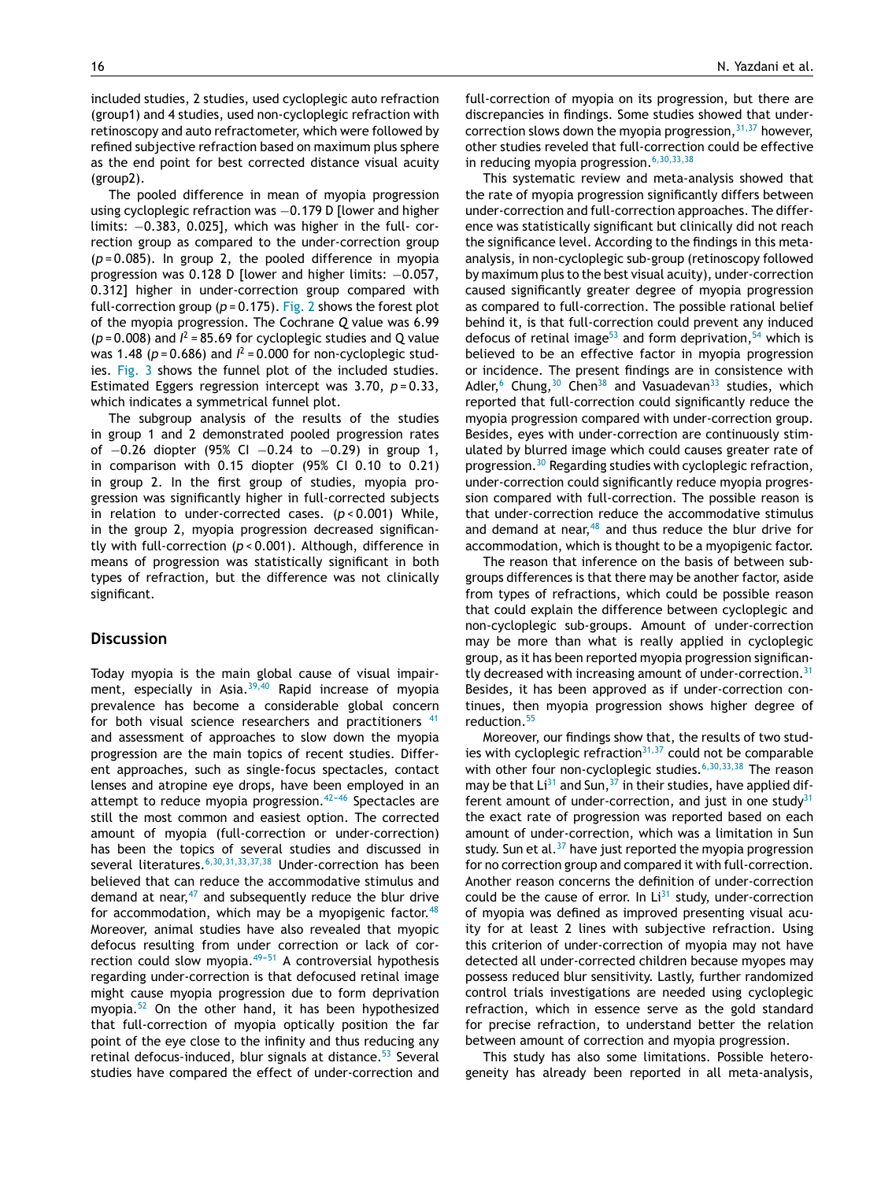included studies, 2 studies, used cycloplegic auto refraction (group1) and 4 studies, used non-cycloplegic refraction with retinoscopy and auto refractometer, which were followed by refined subjective refraction based on maximum plus sphere as the end point for best corrected distance visual acuity (group2).

The pooled difference in mean of myopia progression using cycloplegic refraction was −0.179 D [lower and higher limits: −0.383, 0.025], which was higher in the full- correction group as compared to the under-correction group ($p = 0.085$). In group 2, the pooled difference in myopia progression was 0.128 D [lower and higher limits: −0.057, 0.312] higher in under-correction group compared with full-correction group ($p = 0.175$). Fig. 2 shows the forest plot of the myopia progression. The Cochrane $Q$ value was 6.99 ($p = 0.008$) and $I^2 = 85.69$ for cycloplegic studies and Q value was 1.48 ($p = 0.686$) and $I^2 = 0.000$ for non-cycloplegic studies. Fig. 3 shows the funnel plot of the included studies. Estimated Eggers regression intercept was 3.70, $p = 0.33$, which indicates a symmetrical funnel plot.

The subgroup analysis of the results of the studies in group 1 and 2 demonstrated pooled progression rates of −0.26 diopter (95% CI −0.24 to −0.29) in group 1, in comparison with 0.15 diopter (95% CI 0.10 to 0.21) in group 2. In the first group of studies, myopia progression was significantly higher in full-corrected subjects in relation to under-corrected cases. ($p < 0.001$) While, in the group 2, myopia progression decreased significantly with full-correction ($p < 0.001$). Although, difference in means of progression was statistically significant in both types of refraction, but the difference was not clinically significant.

## Discussion

Today myopia is the main global cause of visual impairment, especially in Asia.[39,40] Rapid increase of myopia prevalence has become a considerable global concern for both visual science researchers and practitioners [41] and assessment of approaches to slow down the myopia progression are the main topics of recent studies. Different approaches, such as single-focus spectacles, contact lenses and atropine eye drops, have been employed in an attempt to reduce myopia progression.[42–46] Spectacles are still the most common and easiest option. The corrected amount of myopia (full-correction or under-correction) has been the topics of several studies and discussed in several literatures.[6,30,31,33,37,38] Under-correction has been believed that can reduce the accommodative stimulus and demand at near,[47] and subsequently reduce the blur drive for accommodation, which may be a myopigenic factor.[48] Moreover, animal studies have also revealed that myopic defocus resulting from under correction or lack of correction could slow myopia.[49–51] A controversial hypothesis regarding under-correction is that defocused retinal image might cause myopia progression due to form deprivation myopia.[52] On the other hand, it has been hypothesized that full-correction of myopia optically position the far point of the eye close to the infinity and thus reducing any retinal defocus-induced, blur signals at distance.[53] Several studies have compared the effect of under-correction and full-correction of myopia on its progression, but there are discrepancies in findings. Some studies showed that under-correction slows down the myopia progression,[31,37] however, other studies reveled that full-correction could be effective in reducing myopia progression.[6,30,33,38]

This systematic review and meta-analysis showed that the rate of myopia progression significantly differs between under-correction and full-correction approaches. The difference was statistically significant but clinically did not reach the significance level. According to the findings in this meta-analysis, in non-cycloplegic sub-group (retinoscopy followed by maximum plus to the best visual acuity), under-correction caused significantly greater degree of myopia progression as compared to full-correction. The possible rational belief behind it, is that full-correction could prevent any induced defocus of retinal image[53] and form deprivation,[54] which is believed to be an effective factor in myopia progression or incidence. The present findings are in consistence with Adler,[6] Chung,[30] Chen[38] and Vasuadevan[33] studies, which reported that full-correction could significantly reduce the myopia progression compared with under-correction group. Besides, eyes with under-correction are continuously stimulated by blurred image which could causes greater rate of progression.[30] Regarding studies with cycloplegic refraction, under-correction could significantly reduce myopia progression compared with full-correction. The possible reason is that under-correction reduce the accommodative stimulus and demand at near,[48] and thus reduce the blur drive for accommodation, which is thought to be a myopigenic factor.

The reason that inference on the basis of between subgroups differences is that there may be another factor, aside from types of refractions, which could be possible reason that could explain the difference between cycloplegic and non-cycloplegic sub-groups. Amount of under-correction may be more than what is really applied in cycloplegic group, as it has been reported myopia progression significantly decreased with increasing amount of under-correction.[31] Besides, it has been approved as if under-correction continues, then myopia progression shows higher degree of reduction.[55]

Moreover, our findings show that, the results of two studies with cycloplegic refraction[31,37] could not be comparable with other four non-cycloplegic studies.[6,30,33,38] The reason may be that Li[31] and Sun,[37] in their studies, have applied different amount of under-correction, and just in one study[31] the exact rate of progression was reported based on each amount of under-correction, which was a limitation in Sun study. Sun et al.[37] have just reported the myopia progression for no correction group and compared it with full-correction. Another reason concerns the definition of under-correction could be the cause of error. In Li[31] study, under-correction of myopia was defined as improved presenting visual acuity for at least 2 lines with subjective refraction. Using this criterion of under-correction of myopia may not have detected all under-corrected children because myopes may possess reduced blur sensitivity. Lastly, further randomized control trials investigations are needed using cycloplegic refraction, which in essence serve as the gold standard for precise refraction, to understand better the relation between amount of correction and myopia progression.

This study has also some limitations. Possible heterogeneity has already been reported in all meta-analysis,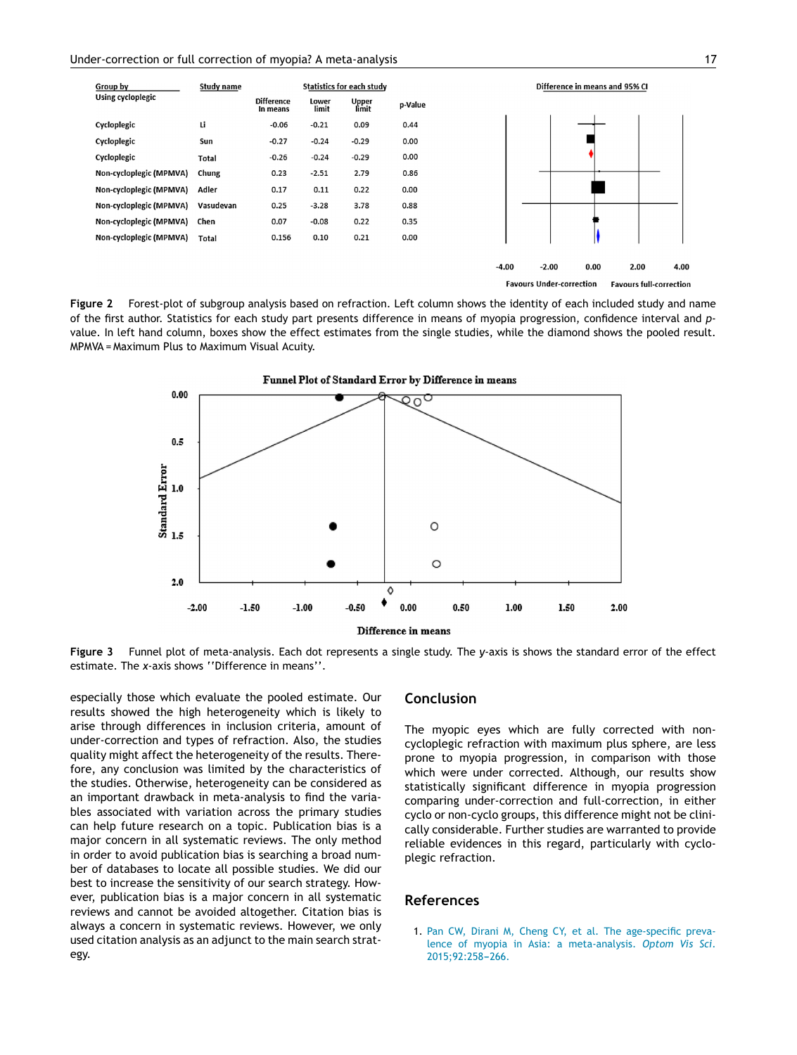| Group by | Study name | Statistics for each study | | | |
|---|---|---|---|---|---|
| Using cycloplegic | | Difference in means | Lower limit | Upper limit | p-Value |
| Cycloplegic | Li | -0.06 | -0.21 | 0.09 | 0.44 |
| Cycloplegic | Sun | -0.27 | -0.24 | -0.29 | 0.00 |
| Cycloplegic | Total | -0.26 | -0.24 | -0.29 | 0.00 |
| Non-cycloplegic (MPMVA) | Chung | 0.23 | -2.51 | 2.79 | 0.86 |
| Non-cycloplegic (MPMVA) | Adler | 0.17 | 0.11 | 0.22 | 0.00 |
| Non-cycloplegic (MPMVA) | Vasudevan | 0.25 | -3.28 | 3.78 | 0.88 |
| Non-cycloplegic (MPMVA) | Chen | 0.07 | -0.08 | 0.22 | 0.35 |
| Non-cycloplegic (MPMVA) | Total | 0.156 | 0.10 | 0.21 | 0.00 |

**Figure 2** Forest-plot of subgroup analysis based on refraction. Left column shows the identity of each included study and name of the first author. Statistics for each study part presents difference in means of myopia progression, confidence interval and *p*-value. In left hand column, boxes show the effect estimates from the single studies, while the diamond shows the pooled result. MPMVA = Maximum Plus to Maximum Visual Acuity.

**Figure 3** Funnel plot of meta-analysis. Each dot represents a single study. The *y*-axis is shows the standard error of the effect estimate. The *x*-axis shows ''Difference in means''.

especially those which evaluate the pooled estimate. Our results showed the high heterogeneity which is likely to arise through differences in inclusion criteria, amount of under-correction and types of refraction. Also, the studies quality might affect the heterogeneity of the results. Therefore, any conclusion was limited by the characteristics of the studies. Otherwise, heterogeneity can be considered as an important drawback in meta-analysis to find the variables associated with variation across the primary studies can help future research on a topic. Publication bias is a major concern in all systematic reviews. The only method in order to avoid publication bias is searching a broad number of databases to locate all possible studies. We did our best to increase the sensitivity of our search strategy. However, publication bias is a major concern in all systematic reviews and cannot be avoided altogether. Citation bias is always a concern in systematic reviews. However, we only used citation analysis as an adjunct to the main search strategy.

## Conclusion

The myopic eyes which are fully corrected with non-cycloplegic refraction with maximum plus sphere, are less prone to myopia progression, in comparison with those which were under corrected. Although, our results show statistically significant difference in myopia progression comparing under-correction and full-correction, in either cyclo or non-cyclo groups, this difference might not be clinically considerable. Further studies are warranted to provide reliable evidences in this regard, particularly with cycloplegic refraction.

## References

1. Pan CW, Dirani M, Cheng CY, et al. The age-specific prevalence of myopia in Asia: a meta-analysis. *Optom Vis Sci*. 2015;92:258–266.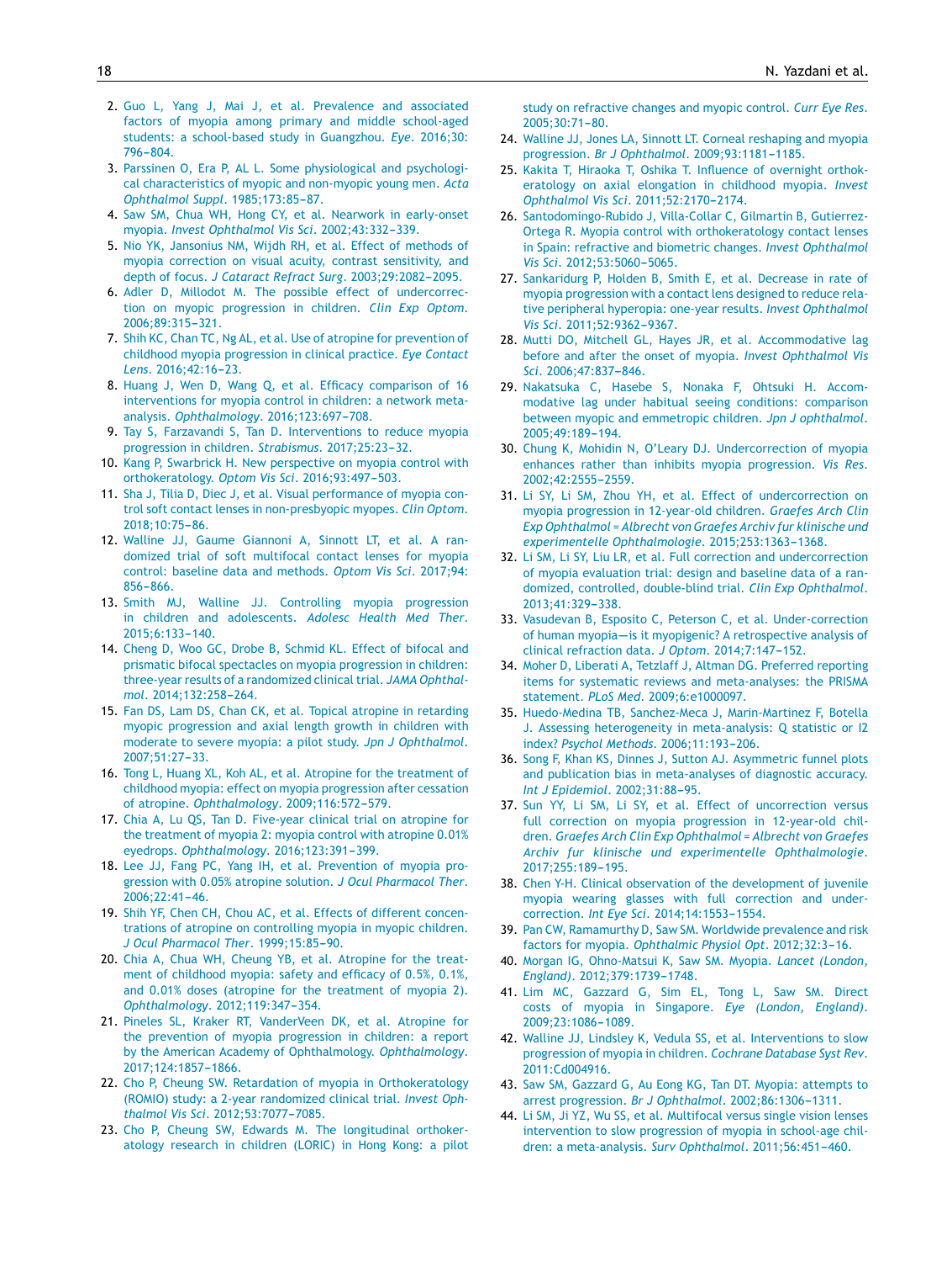2. Guo L, Yang J, Mai J, et al. Prevalence and associated factors of myopia among primary and middle school-aged students: a school-based study in Guangzhou. *Eye*. 2016;30: 796–804.
3. Parssinen O, Era P, AL L. Some physiological and psychological characteristics of myopic and non-myopic young men. *Acta Ophthalmol Suppl*. 1985;173:85–87.
4. Saw SM, Chua WH, Hong CY, et al. Nearwork in early-onset myopia. *Invest Ophthalmol Vis Sci*. 2002;43:332–339.
5. Nio YK, Jansonius NM, Wijdh RH, et al. Effect of methods of myopia correction on visual acuity, contrast sensitivity, and depth of focus. *J Cataract Refract Surg*. 2003;29:2082–2095.
6. Adler D, Millodot M. The possible effect of undercorrection on myopic progression in children. *Clin Exp Optom*. 2006;89:315–321.
7. Shih KC, Chan TC, Ng AL, et al. Use of atropine for prevention of childhood myopia progression in clinical practice. *Eye Contact Lens*. 2016;42:16–23.
8. Huang J, Wen D, Wang Q, et al. Efficacy comparison of 16 interventions for myopia control in children: a network meta-analysis. *Ophthalmology*. 2016;123:697–708.
9. Tay S, Farzavandi S, Tan D. Interventions to reduce myopia progression in children. *Strabismus*. 2017;25:23–32.
10. Kang P, Swarbrick H. New perspective on myopia control with orthokeratology. *Optom Vis Sci*. 2016;93:497–503.
11. Sha J, Tilia D, Diec J, et al. Visual performance of myopia control soft contact lenses in non-presbyopic myopes. *Clin Optom*. 2018;10:75–86.
12. Walline JJ, Gaume Giannoni A, Sinnott LT, et al. A randomized trial of soft multifocal contact lenses for myopia control: baseline data and methods. *Optom Vis Sci*. 2017;94: 856–866.
13. Smith MJ, Walline JJ. Controlling myopia progression in children and adolescents. *Adolesc Health Med Ther*. 2015;6:133–140.
14. Cheng D, Woo GC, Drobe B, Schmid KL. Effect of bifocal and prismatic bifocal spectacles on myopia progression in children: three-year results of a randomized clinical trial. *JAMA Ophthalmol*. 2014;132:258–264.
15. Fan DS, Lam DS, Chan CK, et al. Topical atropine in retarding myopic progression and axial length growth in children with moderate to severe myopia: a pilot study. *Jpn J Ophthalmol*. 2007;51:27–33.
16. Tong L, Huang XL, Koh AL, et al. Atropine for the treatment of childhood myopia: effect on myopia progression after cessation of atropine. *Ophthalmology*. 2009;116:572–579.
17. Chia A, Lu QS, Tan D. Five-year clinical trial on atropine for the treatment of myopia 2: myopia control with atropine 0.01% eyedrops. *Ophthalmology*. 2016;123:391–399.
18. Lee JJ, Fang PC, Yang IH, et al. Prevention of myopia progression with 0.05% atropine solution. *J Ocul Pharmacol Ther*. 2006;22:41–46.
19. Shih YF, Chen CH, Chou AC, et al. Effects of different concentrations of atropine on controlling myopia in myopic children. *J Ocul Pharmacol Ther*. 1999;15:85–90.
20. Chia A, Chua WH, Cheung YB, et al. Atropine for the treatment of childhood myopia: safety and efficacy of 0.5%, 0.1%, and 0.01% doses (atropine for the treatment of myopia 2). *Ophthalmology*. 2012;119:347–354.
21. Pineles SL, Kraker RT, VanderVeen DK, et al. Atropine for the prevention of myopia progression in children: a report by the American Academy of Ophthalmology. *Ophthalmology*. 2017;124:1857–1866.
22. Cho P, Cheung SW. Retardation of myopia in Orthokeratology (ROMIO) study: a 2-year randomized clinical trial. *Invest Ophthalmol Vis Sci*. 2012;53:7077–7085.
23. Cho P, Cheung SW, Edwards M. The longitudinal orthokeratology research in children (LORIC) in Hong Kong: a pilot study on refractive changes and myopic control. *Curr Eye Res*. 2005;30:71–80.
24. Walline JJ, Jones LA, Sinnott LT. Corneal reshaping and myopia progression. *Br J Ophthalmol*. 2009;93:1181–1185.
25. Kakita T, Hiraoka T, Oshika T. Influence of overnight orthokeratology on axial elongation in childhood myopia. *Invest Ophthalmol Vis Sci*. 2011;52:2170–2174.
26. Santodomingo-Rubido J, Villa-Collar C, Gilmartin B, Gutierrez-Ortega R. Myopia control with orthokeratology contact lenses in Spain: refractive and biometric changes. *Invest Ophthalmol Vis Sci*. 2012;53:5060–5065.
27. Sankaridurg P, Holden B, Smith E, et al. Decrease in rate of myopia progression with a contact lens designed to reduce relative peripheral hyperopia: one-year results. *Invest Ophthalmol Vis Sci*. 2011;52:9362–9367.
28. Mutti DO, Mitchell GL, Hayes JR, et al. Accommodative lag before and after the onset of myopia. *Invest Ophthalmol Vis Sci*. 2006;47:837–846.
29. Nakatsuka C, Hasebe S, Nonaka F, Ohtsuki H. Accommodative lag under habitual seeing conditions: comparison between myopic and emmetropic children. *Jpn J ophthalmol*. 2005;49:189–194.
30. Chung K, Mohidin N, O'Leary DJ. Undercorrection of myopia enhances rather than inhibits myopia progression. *Vis Res*. 2002;42:2555–2559.
31. Li SY, Li SM, Zhou YH, et al. Effect of undercorrection on myopia progression in 12-year-old children. *Graefes Arch Clin Exp Ophthalmol = Albrecht von Graefes Archiv fur klinische und experimentelle Ophthalmologie*. 2015;253:1363–1368.
32. Li SM, Li SY, Liu LR, et al. Full correction and undercorrection of myopia evaluation trial: design and baseline data of a randomized, controlled, double-blind trial. *Clin Exp Ophthalmol*. 2013;41:329–338.
33. Vasudevan B, Esposito C, Peterson C, et al. Under-correction of human myopia—is it myopigenic? A retrospective analysis of clinical refraction data. *J Optom*. 2014;7:147–152.
34. Moher D, Liberati A, Tetzlaff J, Altman DG. Preferred reporting items for systematic reviews and meta-analyses: the PRISMA statement. *PLoS Med*. 2009;6:e1000097.
35. Huedo-Medina TB, Sanchez-Meca J, Marin-Martinez F, Botella J. Assessing heterogeneity in meta-analysis: Q statistic or I2 index? *Psychol Methods*. 2006;11:193–206.
36. Song F, Khan KS, Dinnes J, Sutton AJ. Asymmetric funnel plots and publication bias in meta-analyses of diagnostic accuracy. *Int J Epidemiol*. 2002;31:88–95.
37. Sun YY, Li SM, Li SY, et al. Effect of uncorrection versus full correction on myopia progression in 12-year-old children. *Graefes Arch Clin Exp Ophthalmol = Albrecht von Graefes Archiv fur klinische und experimentelle Ophthalmologie*. 2017;255:189–195.
38. Chen Y-H. Clinical observation of the development of juvenile myopia wearing glasses with full correction and undercorrection. *Int Eye Sci*. 2014;14:1553–1554.
39. Pan CW, Ramamurthy D, Saw SM. Worldwide prevalence and risk factors for myopia. *Ophthalmic Physiol Opt*. 2012;32:3–16.
40. Morgan IG, Ohno-Matsui K, Saw SM. Myopia. *Lancet (London, England)*. 2012;379:1739–1748.
41. Lim MC, Gazzard G, Sim EL, Tong L, Saw SM. Direct costs of myopia in Singapore. *Eye (London, England)*. 2009;23:1086–1089.
42. Walline JJ, Lindsley K, Vedula SS, et al. Interventions to slow progression of myopia in children. *Cochrane Database Syst Rev*. 2011:Cd004916.
43. Saw SM, Gazzard G, Au Eong KG, Tan DT. Myopia: attempts to arrest progression. *Br J Ophthalmol*. 2002;86:1306–1311.
44. Li SM, Ji YZ, Wu SS, et al. Multifocal versus single vision lenses intervention to slow progression of myopia in school-age children: a meta-analysis. *Surv Ophthalmol*. 2011;56:451–460.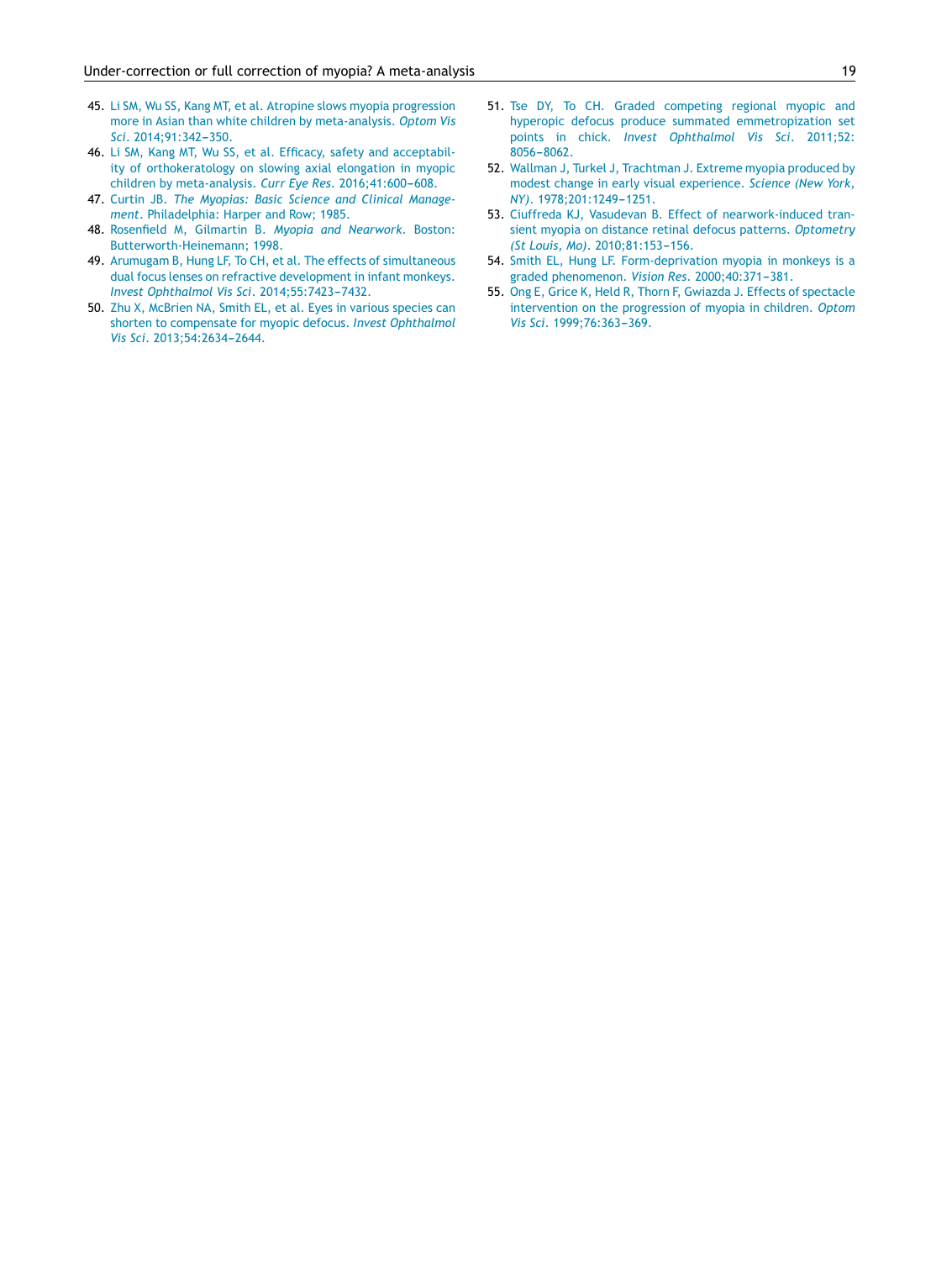45. Li SM, Wu SS, Kang MT, et al. Atropine slows myopia progression more in Asian than white children by meta-analysis. *Optom Vis Sci*. 2014;91:342–350.
46. Li SM, Kang MT, Wu SS, et al. Efficacy, safety and acceptability of orthokeratology on slowing axial elongation in myopic children by meta-analysis. *Curr Eye Res*. 2016;41:600–608.
47. Curtin JB. *The Myopias: Basic Science and Clinical Management*. Philadelphia: Harper and Row; 1985.
48. Rosenfield M, Gilmartin B. *Myopia and Nearwork*. Boston: Butterworth-Heinemann; 1998.
49. Arumugam B, Hung LF, To CH, et al. The effects of simultaneous dual focus lenses on refractive development in infant monkeys. *Invest Ophthalmol Vis Sci*. 2014;55:7423–7432.
50. Zhu X, McBrien NA, Smith EL, et al. Eyes in various species can shorten to compensate for myopic defocus. *Invest Ophthalmol Vis Sci*. 2013;54:2634–2644.
51. Tse DY, To CH. Graded competing regional myopic and hyperopic defocus produce summated emmetropization set points in chick. *Invest Ophthalmol Vis Sci*. 2011;52:8056–8062.
52. Wallman J, Turkel J, Trachtman J. Extreme myopia produced by modest change in early visual experience. *Science (New York, NY)*. 1978;201:1249–1251.
53. Ciuffreda KJ, Vasudevan B. Effect of nearwork-induced transient myopia on distance retinal defocus patterns. *Optometry (St Louis, Mo)*. 2010;81:153–156.
54. Smith EL, Hung LF. Form-deprivation myopia in monkeys is a graded phenomenon. *Vision Res*. 2000;40:371–381.
55. Ong E, Grice K, Held R, Thorn F, Gwiazda J. Effects of spectacle intervention on the progression of myopia in children. *Optom Vis Sci*. 1999;76:363–369.